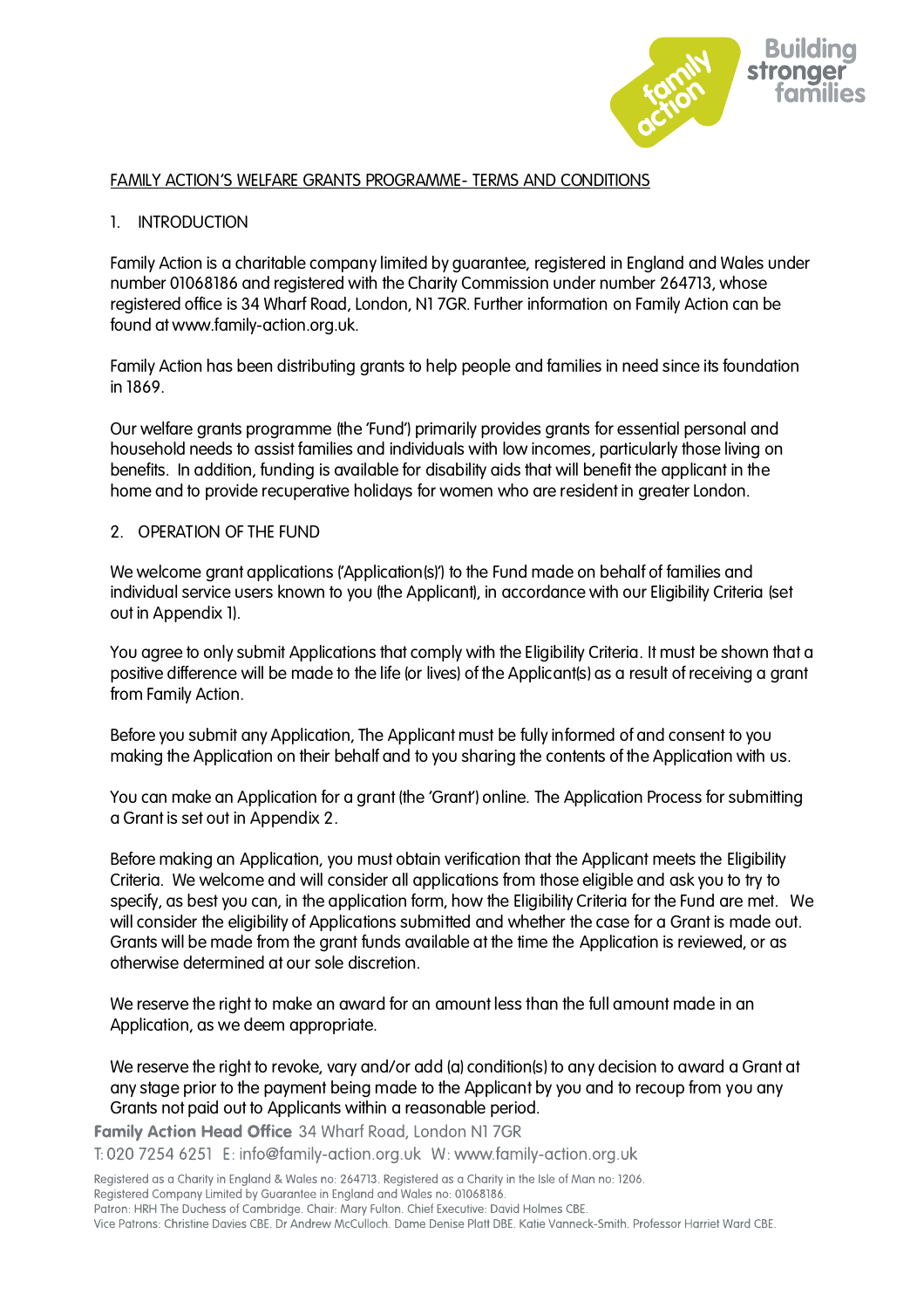# FAMILY ACTION'S WELFARE GRANTS PROGRAMME- TERMS AND CONDITIONS

## 1. INTRODUCTION

Family Action is a charitable company limited by guarantee, registered in England and Wales under number 01068186 and registered with the Charity Commission under number 264713, whose registered office is 34 Wharf Road, London, N1 7GR. Further information on Family Action can be found at www.family-action.org.uk.

Family Action has been distributing grants to help people and families in need since its foundation in 1869.

Our welfare grants programme (the 'Fund') primarily provides grants for essential personal and household needs to assist families and individuals with low incomes, particularly those living on benefits. In addition, funding is available for disability aids that will benefit the applicant in the home and to provide recuperative holidays for women who are resident in greater London.

## 2. OPERATION OF THE FUND

We welcome grant applications ('Application(s)') to the Fund made on behalf of families and individual service users known to you (the Applicant), in accordance with our Eligibility Criteria (set out in Appendix 1).

You agree to only submit Applications that comply with the Eligibility Criteria. It must be shown that a positive difference will be made to the life (or lives) of the Applicant(s) as a result of receiving a grant from Family Action.

Before you submit any Application, The Applicant must be fully informed of and consent to you making the Application on their behalf and to you sharing the contents of the Application with us.

You can make an Application for a grant (the 'Grant') online. The Application Process for submitting a Grant is set out in Appendix 2.

Before making an Application, you must obtain verification that the Applicant meets the Eligibility Criteria. We welcome and will consider all applications from those eligible and ask you to try to specify, as best you can, in the application form, how the Eligibility Criteria for the Fund are met. We will consider the eligibility of Applications submitted and whether the case for a Grant is made out. Grants will be made from the grant funds available at the time the Application is reviewed, or as otherwise determined at our sole discretion.

We reserve the right to make an award for an amount less than the full amount made in an Application, as we deem appropriate.

We reserve the right to revoke, vary and/or add (a) condition(s) to any decision to award a Grant at any stage prior to the payment being made to the Applicant by you and to recoup from you any Grants not paid out to Applicants within a reasonable period.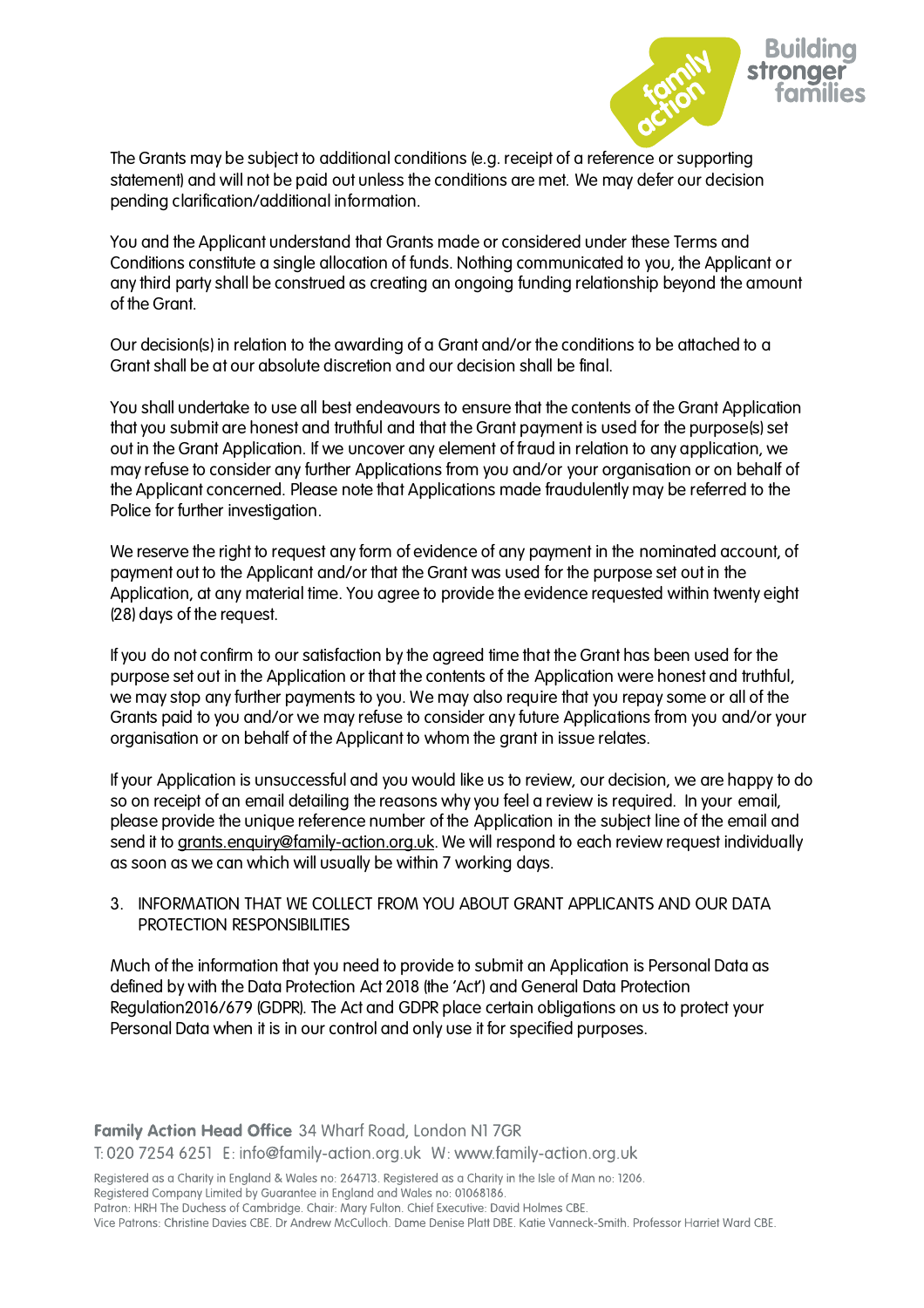The Grants may be subject to additional conditions (e.g. receipt of a reference or supporting statement) and will not be paid out unless the conditions are met. We may defer our decision pending clarification/additional information.

You and the Applicant understand that Grants made or considered under these Terms and Conditions constitute a single allocation of funds. Nothing communicated to you, the Applicant or any third party shall be construed as creating an ongoing funding relationship beyond the amount of the Grant.

Our decision(s) in relation to the awarding of a Grant and/or the conditions to be attached to a Grant shall be at our absolute discretion and our decision shall be final.

You shall undertake to use all best endeavours to ensure that the contents of the Grant Application that you submit are honest and truthful and that the Grant payment is used for the purpose(s) set out in the Grant Application. If we uncover any element of fraud in relation to any application, we may refuse to consider any further Applications from you and/or your organisation or on behalf of the Applicant concerned. Please note that Applications made fraudulently may be referred to the Police for further investigation.

We reserve the right to request any form of evidence of any payment in the nominated account, of payment out to the Applicant and/or that the Grant was used for the purpose set out in the Application, at any material time. You agree to provide the evidence requested within twenty eight (28) days of the request.

If you do not confirm to our satisfaction by the agreed time that the Grant has been used for the purpose set out in the Application or that the contents of the Application were honest and truthful, we may stop any further payments to you. We may also require that you repay some or all of the Grants paid to you and/or we may refuse to consider any future Applications from you and/or your organisation or on behalf of the Applicant to whom the grant in issue relates.

If your Application is unsuccessful and you would like us to review, our decision, we are happy to do so on receipt of an email detailing the reasons why you feel a review is required. In your email, please provide the unique reference number of the Application in the subject line of the email and send it to grants.enquiry@family-action.org.uk. We will respond to each review request individually as soon as we can which will usually be within 7 working days.

3. INFORMATION THAT WE COLLECT FROM YOU ABOUT GRANT APPLICANTS AND OUR DATA PROTECTION RESPONSIBILITIES

Much of the information that you need to provide to submit an Application is Personal Data as defined by with the Data Protection Act 2018 (the 'Act') and General Data Protection Regulation2016/679 (GDPR). The Act and GDPR place certain obligations on us to protect your Personal Data when it is in our control and only use it for specified purposes.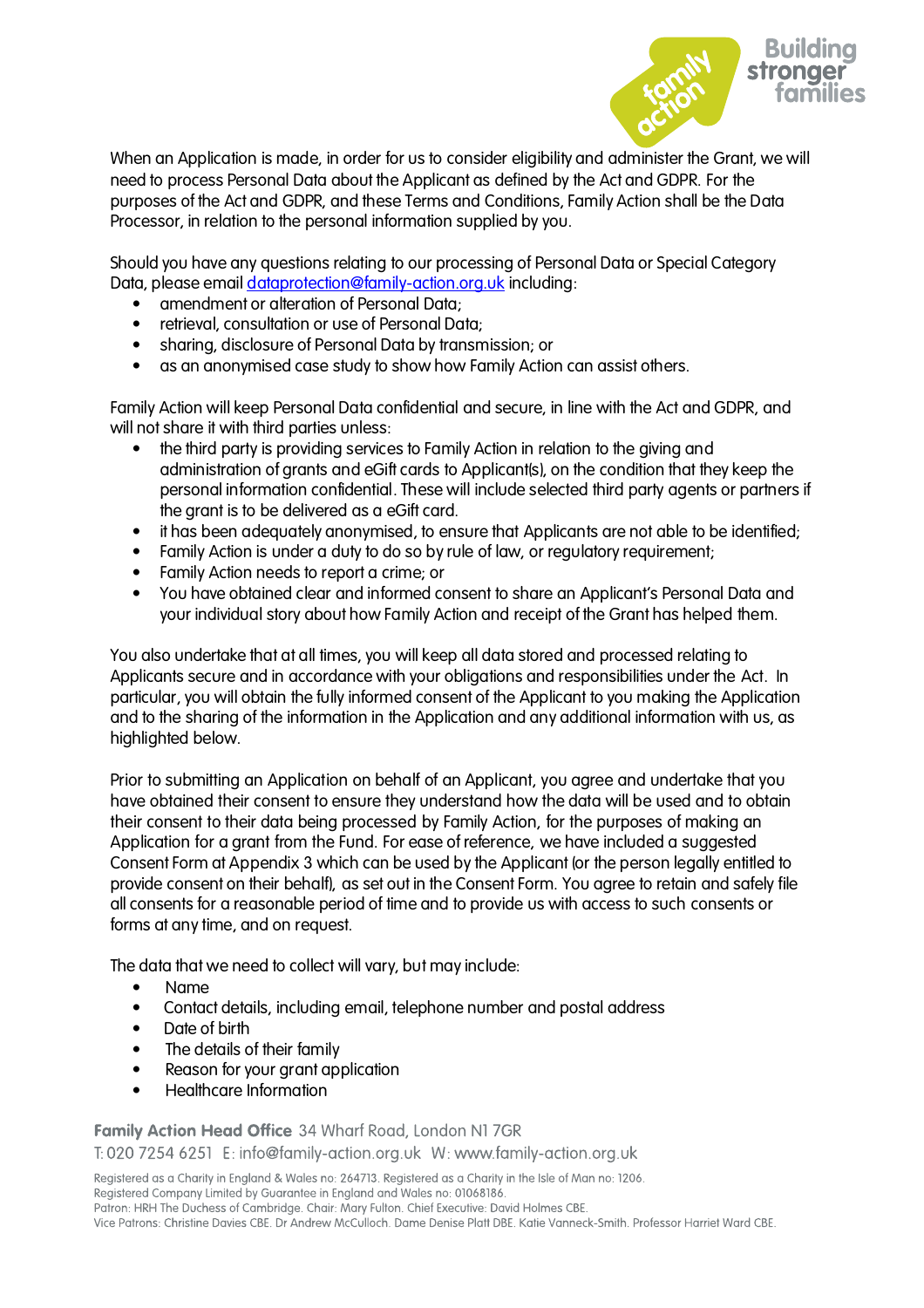When an Application is made, in order for us to consider eligibility and administer the Grant, we will need to process Personal Data about the Applicant as defined by the Act and GDPR. For the purposes of the Act and GDPR, and these Terms and Conditions, Family Action shall be the Data Processor, in relation to the personal information supplied by you.

Should you have any questions relating to our processing of Personal Data or Special Category Data, please email [dataprotection@family-action.org.uk](mailto:dataprotection@family-action.org.uk) including:

- amendment or alteration of Personal Data;
- retrieval, consultation or use of Personal Data;
- sharing, disclosure of Personal Data by transmission; or
- as an anonymised case study to show how Family Action can assist others.

Family Action will keep Personal Data confidential and secure, in line with the Act and GDPR, and will not share it with third parties unless:

- the third party is providing services to Family Action in relation to the giving and administration of grants and eGift cards to Applicant(s), on the condition that they keep the personal information confidential. These will include selected third party agents or partners if the grant is to be delivered as a eGift card.
- it has been adequately anonymised, to ensure that Applicants are not able to be identified;
- Family Action is under a duty to do so by rule of law, or regulatory requirement;
- Family Action needs to report a crime; or
- You have obtained clear and informed consent to share an Applicant's Personal Data and your individual story about how Family Action and receipt of the Grant has helped them.

You also undertake that at all times, you will keep all data stored and processed relating to Applicants secure and in accordance with your obligations and responsibilities under the Act. In particular, you will obtain the fully informed consent of the Applicant to you making the Application and to the sharing of the information in the Application and any additional information with us, as highlighted below.

Prior to submitting an Application on behalf of an Applicant, you agree and undertake that you have obtained their consent to ensure they understand how the data will be used and to obtain their consent to their data being processed by Family Action, for the purposes of making an Application for a grant from the Fund. For ease of reference, we have included a suggested Consent Form at Appendix 3 which can be used by the Applicant (or the person legally entitled to provide consent on their behalf), as set out in the Consent Form. You agree to retain and safely file all consents for a reasonable period of time and to provide us with access to such consents or forms at any time, and on request.

The data that we need to collect will vary, but may include:

- Name
- Contact details, including email, telephone number and postal address
- Date of birth
- The details of their family
- Reason for your grant application
- Healthcare Information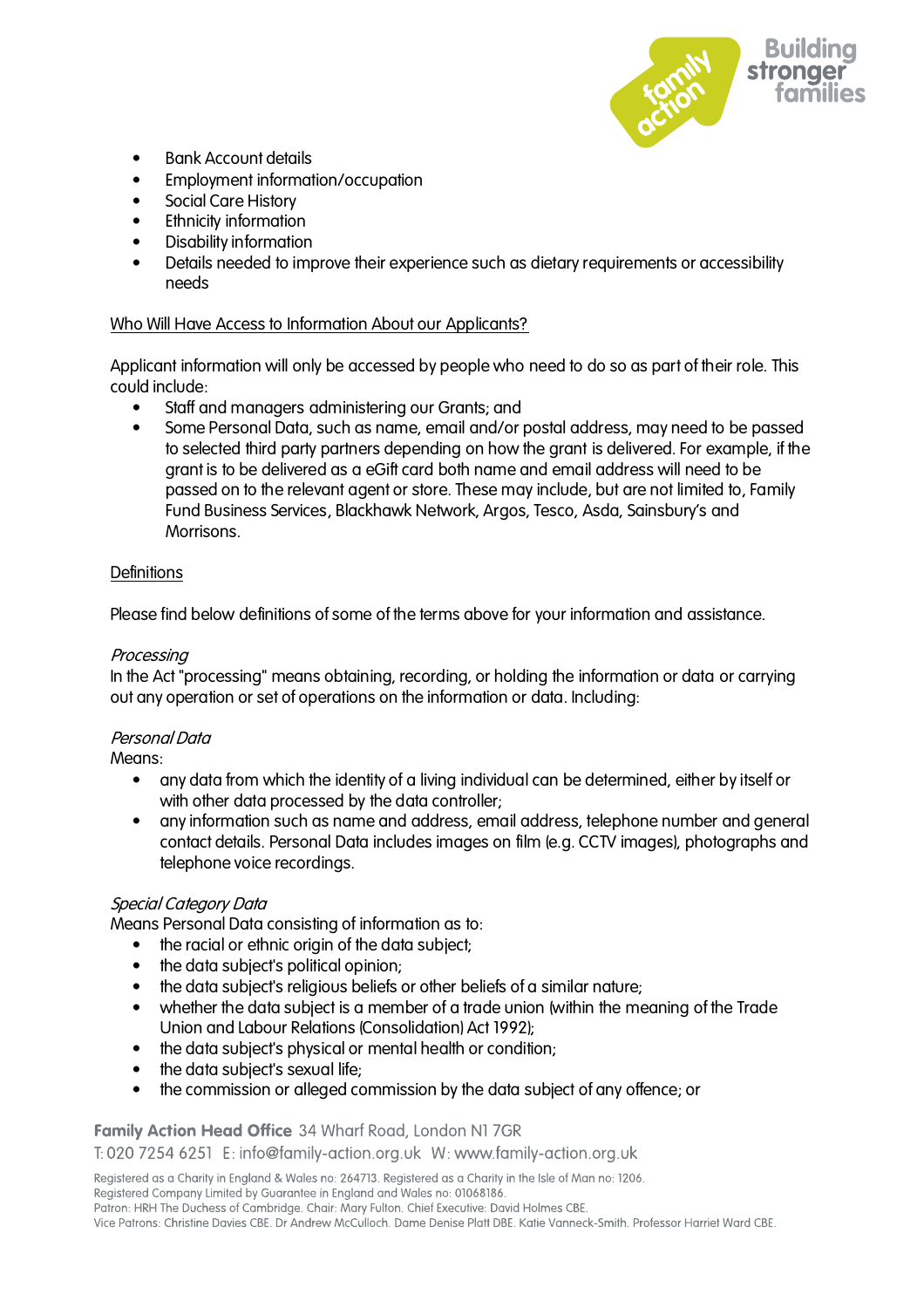- Bank Account details
- Employment information/occupation
- Social Care History
- Ethnicity information
- Disability information
- Details needed to improve their experience such as dietary requirements or accessibility needs

Who Will Have Access to Information About our Applicants?

Applicant information will only be accessed by people who need to do so as part of their role. This could include:

- Staff and managers administering our Grants; and
- Some Personal Data, such as name, email and/or postal address, may need to be passed to selected third party partners depending on how the grant is delivered. For example, if the grant is to be delivered as a eGift card both name and email address will need to be passed on to the relevant agent or store. These may include, but are not limited to, Family Fund Business Services, Blackhawk Network, Argos, Tesco, Asda, Sainsbury's and Morrisons.

Definitions

Please find below definitions of some of the terms above for your information and assistance.

*Processing*
In the Act "processing" means obtaining, recording, or holding the information or data or carrying out any operation or set of operations on the information or data. Including:

*Personal Data*
Means:

- any data from which the identity of a living individual can be determined, either by itself or with other data processed by the data controller;
- any information such as name and address, email address, telephone number and general contact details. Personal Data includes images on film (e.g. CCTV images), photographs and telephone voice recordings.

*Special Category Data*
Means Personal Data consisting of information as to:

- the racial or ethnic origin of the data subject;
- the data subject's political opinion;
- the data subject's religious beliefs or other beliefs of a similar nature;
- whether the data subject is a member of a trade union (within the meaning of the Trade Union and Labour Relations (Consolidation) Act 1992);
- the data subject's physical or mental health or condition;
- the data subject's sexual life;
- the commission or alleged commission by the data subject of any offence; or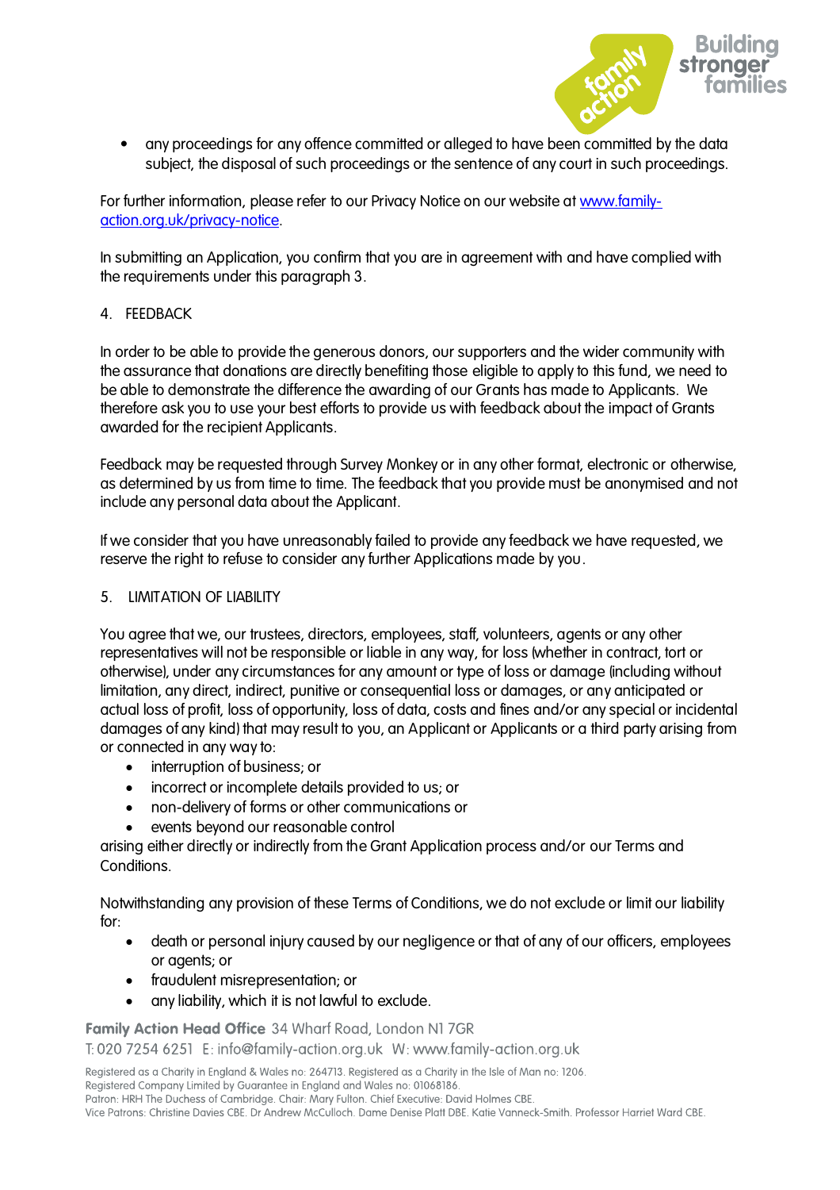- any proceedings for any offence committed or alleged to have been committed by the data subject, the disposal of such proceedings or the sentence of any court in such proceedings.

For further information, please refer to our Privacy Notice on our website at [www.family-action.org.uk/privacy-notice](www.family-action.org.uk/privacy-notice).

In submitting an Application, you confirm that you are in agreement with and have complied with the requirements under this paragraph 3.

## 4. FEEDBACK

In order to be able to provide the generous donors, our supporters and the wider community with the assurance that donations are directly benefiting those eligible to apply to this fund, we need to be able to demonstrate the difference the awarding of our Grants has made to Applicants. We therefore ask you to use your best efforts to provide us with feedback about the impact of Grants awarded for the recipient Applicants.

Feedback may be requested through Survey Monkey or in any other format, electronic or otherwise, as determined by us from time to time. The feedback that you provide must be anonymised and not include any personal data about the Applicant.

If we consider that you have unreasonably failed to provide any feedback we have requested, we reserve the right to refuse to consider any further Applications made by you.

## 5. LIMITATION OF LIABILITY

You agree that we, our trustees, directors, employees, staff, volunteers, agents or any other representatives will not be responsible or liable in any way, for loss (whether in contract, tort or otherwise), under any circumstances for any amount or type of loss or damage (including without limitation, any direct, indirect, punitive or consequential loss or damages, or any anticipated or actual loss of profit, loss of opportunity, loss of data, costs and fines and/or any special or incidental damages of any kind) that may result to you, an Applicant or Applicants or a third party arising from or connected in any way to:

- interruption of business; or
- incorrect or incomplete details provided to us; or
- non-delivery of forms or other communications or
- events beyond our reasonable control

arising either directly or indirectly from the Grant Application process and/or our Terms and Conditions.

Notwithstanding any provision of these Terms of Conditions, we do not exclude or limit our liability for:

- death or personal injury caused by our negligence or that of any of our officers, employees or agents; or
- fraudulent misrepresentation; or
- any liability, which it is not lawful to exclude.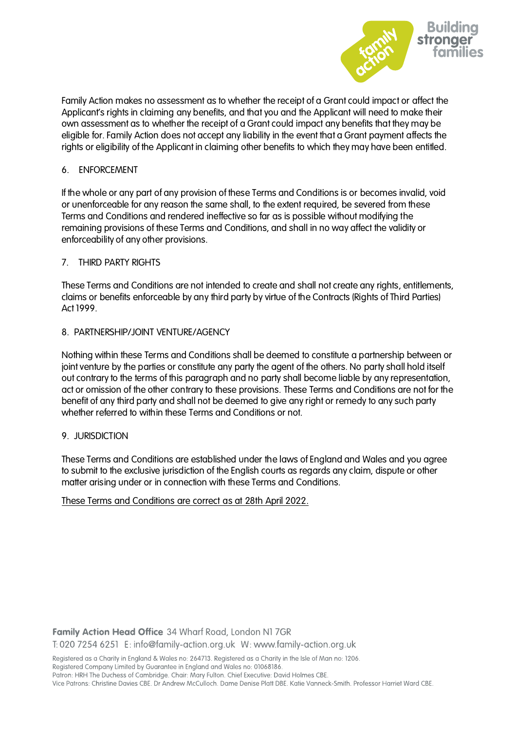Family Action makes no assessment as to whether the receipt of a Grant could impact or affect the Applicant's rights in claiming any benefits, and that you and the Applicant will need to make their own assessment as to whether the receipt of a Grant could impact any benefits that they may be eligible for. Family Action does not accept any liability in the event that a Grant payment affects the rights or eligibility of the Applicant in claiming other benefits to which they may have been entitled.

## 6. ENFORCEMENT

If the whole or any part of any provision of these Terms and Conditions is or becomes invalid, void or unenforceable for any reason the same shall, to the extent required, be severed from these Terms and Conditions and rendered ineffective so far as is possible without modifying the remaining provisions of these Terms and Conditions, and shall in no way affect the validity or enforceability of any other provisions.

## 7. THIRD PARTY RIGHTS

These Terms and Conditions are not intended to create and shall not create any rights, entitlements, claims or benefits enforceable by any third party by virtue of the Contracts (Rights of Third Parties) Act 1999.

## 8. PARTNERSHIP/JOINT VENTURE/AGENCY

Nothing within these Terms and Conditions shall be deemed to constitute a partnership between or joint venture by the parties or constitute any party the agent of the others. No party shall hold itself out contrary to the terms of this paragraph and no party shall become liable by any representation, act or omission of the other contrary to these provisions. These Terms and Conditions are not for the benefit of any third party and shall not be deemed to give any right or remedy to any such party whether referred to within these Terms and Conditions or not.

## 9. JURISDICTION

These Terms and Conditions are established under the laws of England and Wales and you agree to submit to the exclusive jurisdiction of the English courts as regards any claim, dispute or other matter arising under or in connection with these Terms and Conditions.

These Terms and Conditions are correct as at 28th April 2022.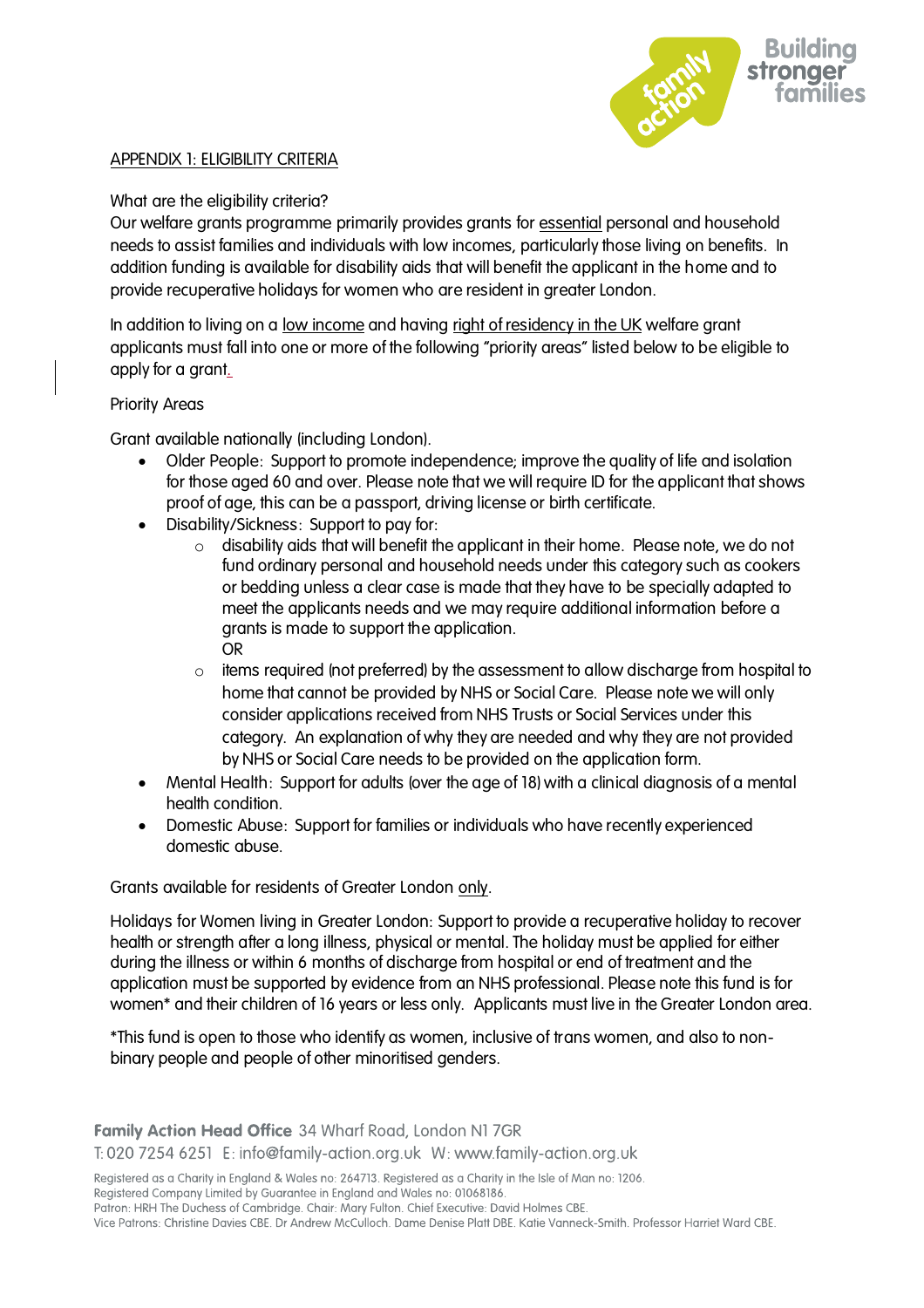## APPENDIX 1: ELIGIBILITY CRITERIA

What are the eligibility criteria?
Our welfare grants programme primarily provides grants for essential personal and household needs to assist families and individuals with low incomes, particularly those living on benefits. In addition funding is available for disability aids that will benefit the applicant in the home and to provide recuperative holidays for women who are resident in greater London.

In addition to living on a low income and having right of residency in the UK welfare grant applicants must fall into one or more of the following "priority areas" listed below to be eligible to apply for a grant.

Priority Areas

Grant available nationally (including London).

- Older People: Support to promote independence; improve the quality of life and isolation for those aged 60 and over. Please note that we will require ID for the applicant that shows proof of age, this can be a passport, driving license or birth certificate.
- Disability/Sickness: Support to pay for:
  - disability aids that will benefit the applicant in their home. Please note, we do not fund ordinary personal and household needs under this category such as cookers or bedding unless a clear case is made that they have to be specially adapted to meet the applicants needs and we may require additional information before a grants is made to support the application.
    OR
  - items required (not preferred) by the assessment to allow discharge from hospital to home that cannot be provided by NHS or Social Care. Please note we will only consider applications received from NHS Trusts or Social Services under this category. An explanation of why they are needed and why they are not provided by NHS or Social Care needs to be provided on the application form.
- Mental Health: Support for adults (over the age of 18) with a clinical diagnosis of a mental health condition.
- Domestic Abuse: Support for families or individuals who have recently experienced domestic abuse.

Grants available for residents of Greater London only.

Holidays for Women living in Greater London: Support to provide a recuperative holiday to recover health or strength after a long illness, physical or mental. The holiday must be applied for either during the illness or within 6 months of discharge from hospital or end of treatment and the application must be supported by evidence from an NHS professional. Please note this fund is for women* and their children of 16 years or less only. Applicants must live in the Greater London area.

*This fund is open to those who identify as women, inclusive of trans women, and also to non-binary people and people of other minoritised genders.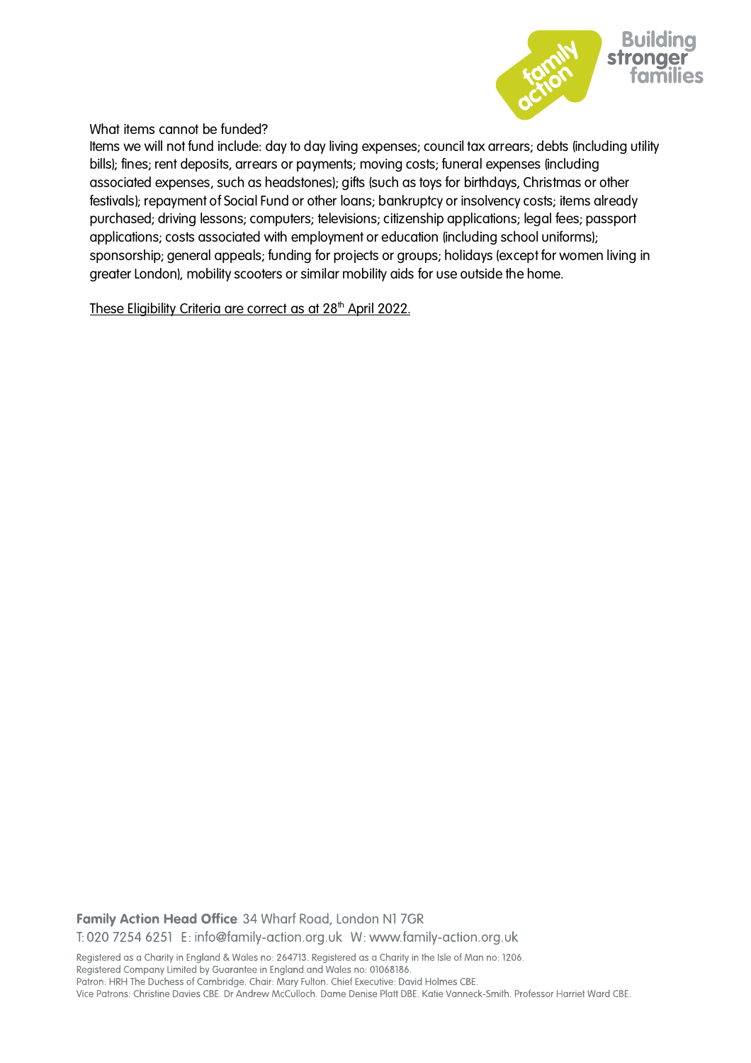What items cannot be funded?

Items we will not fund include: day to day living expenses; council tax arrears; debts (including utility bills); fines; rent deposits, arrears or payments; moving costs; funeral expenses (including associated expenses, such as headstones); gifts (such as toys for birthdays, Christmas or other festivals); repayment of Social Fund or other loans; bankruptcy or insolvency costs; items already purchased; driving lessons; computers; televisions; citizenship applications; legal fees; passport applications; costs associated with employment or education (including school uniforms); sponsorship; general appeals; funding for projects or groups; holidays (except for women living in greater London), mobility scooters or similar mobility aids for use outside the home.

<u>These Eligibility Criteria are correct as at 28th April 2022.</u>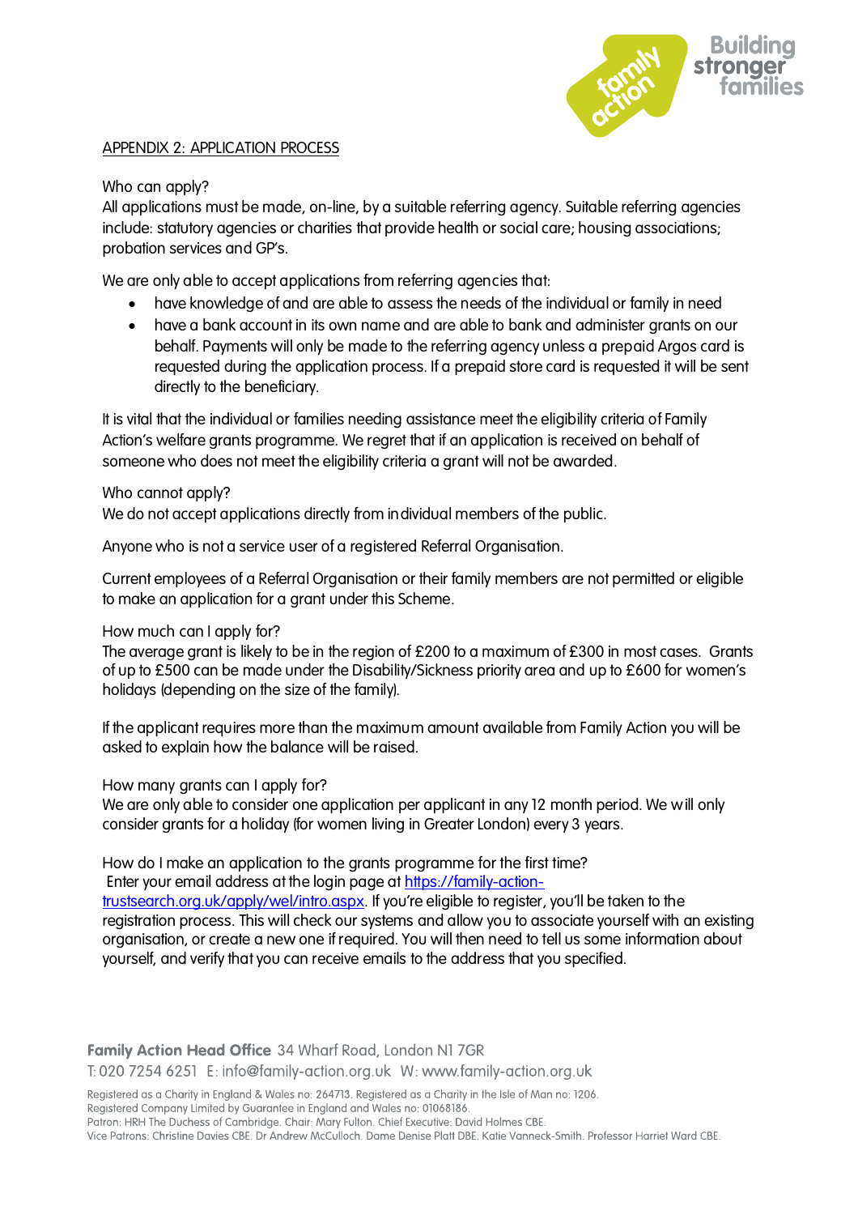## APPENDIX 2: APPLICATION PROCESS

Who can apply?
All applications must be made, on-line, by a suitable referring agency. Suitable referring agencies include: statutory agencies or charities that provide health or social care; housing associations; probation services and GP's.

We are only able to accept applications from referring agencies that:

- have knowledge of and are able to assess the needs of the individual or family in need
- have a bank account in its own name and are able to bank and administer grants on our behalf. Payments will only be made to the referring agency unless a prepaid Argos card is requested during the application process. If a prepaid store card is requested it will be sent directly to the beneficiary.

It is vital that the individual or families needing assistance meet the eligibility criteria of Family Action's welfare grants programme. We regret that if an application is received on behalf of someone who does not meet the eligibility criteria a grant will not be awarded.

Who cannot apply?
We do not accept applications directly from individual members of the public.

Anyone who is not a service user of a registered Referral Organisation.

Current employees of a Referral Organisation or their family members are not permitted or eligible to make an application for a grant under this Scheme.

How much can I apply for?
The average grant is likely to be in the region of £200 to a maximum of £300 in most cases. Grants of up to £500 can be made under the Disability/Sickness priority area and up to £600 for women's holidays (depending on the size of the family).

If the applicant requires more than the maximum amount available from Family Action you will be asked to explain how the balance will be raised.

How many grants can I apply for?
We are only able to consider one application per applicant in any 12 month period. We will only consider grants for a holiday (for women living in Greater London) every 3 years.

How do I make an application to the grants programme for the first time?
Enter your email address at the login page at [https://family-action-trustsearch.org.uk/apply/wel/intro.aspx](https://family-action-trustsearch.org.uk/apply/wel/intro.aspx). If you're eligible to register, you'll be taken to the registration process. This will check our systems and allow you to associate yourself with an existing organisation, or create a new one if required. You will then need to tell us some information about yourself, and verify that you can receive emails to the address that you specified.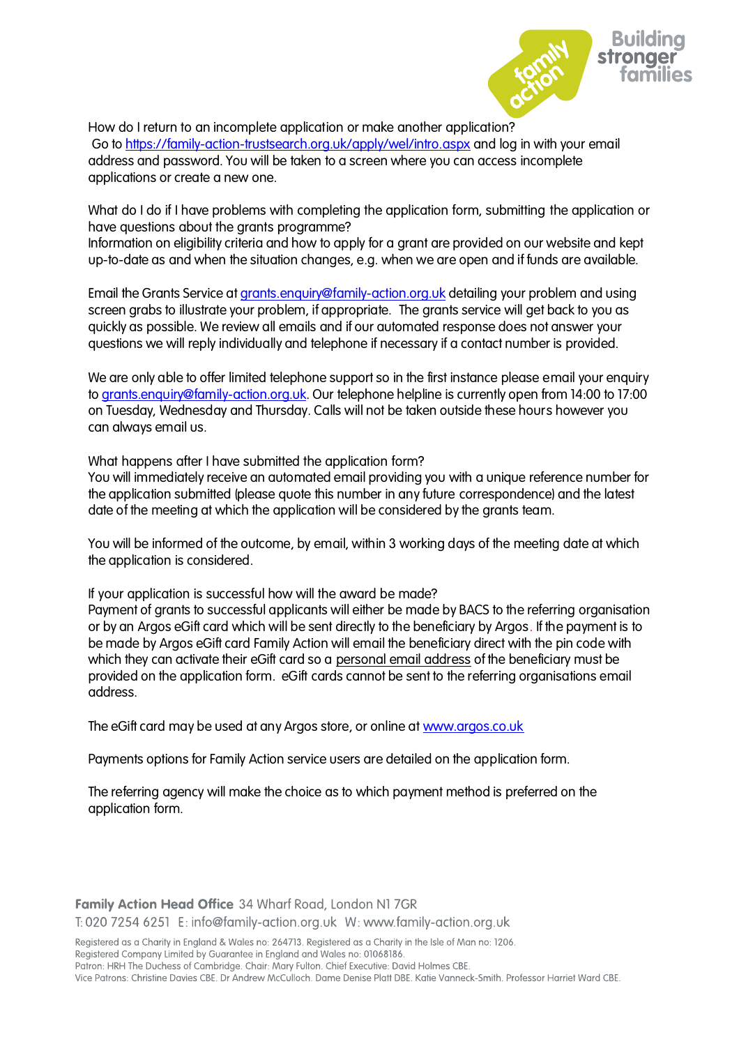How do I return to an incomplete application or make another application?
Go to https://family-action-trustsearch.org.uk/apply/wel/intro.aspx and log in with your email address and password. You will be taken to a screen where you can access incomplete applications or create a new one.

What do I do if I have problems with completing the application form, submitting the application or have questions about the grants programme?
Information on eligibility criteria and how to apply for a grant are provided on our website and kept up-to-date as and when the situation changes, e.g. when we are open and if funds are available.

Email the Grants Service at grants.enquiry@family-action.org.uk detailing your problem and using screen grabs to illustrate your problem, if appropriate. The grants service will get back to you as quickly as possible. We review all emails and if our automated response does not answer your questions we will reply individually and telephone if necessary if a contact number is provided.

We are only able to offer limited telephone support so in the first instance please email your enquiry to grants.enquiry@family-action.org.uk. Our telephone helpline is currently open from 14:00 to 17:00 on Tuesday, Wednesday and Thursday. Calls will not be taken outside these hours however you can always email us.

What happens after I have submitted the application form?
You will immediately receive an automated email providing you with a unique reference number for the application submitted (please quote this number in any future correspondence) and the latest date of the meeting at which the application will be considered by the grants team.

You will be informed of the outcome, by email, within 3 working days of the meeting date at which the application is considered.

If your application is successful how will the award be made?
Payment of grants to successful applicants will either be made by BACS to the referring organisation or by an Argos eGift card which will be sent directly to the beneficiary by Argos. If the payment is to be made by Argos eGift card Family Action will email the beneficiary direct with the pin code with which they can activate their eGift card so a personal email address of the beneficiary must be provided on the application form. eGift cards cannot be sent to the referring organisations email address.

The eGift card may be used at any Argos store, or online at www.argos.co.uk

Payments options for Family Action service users are detailed on the application form.

The referring agency will make the choice as to which payment method is preferred on the application form.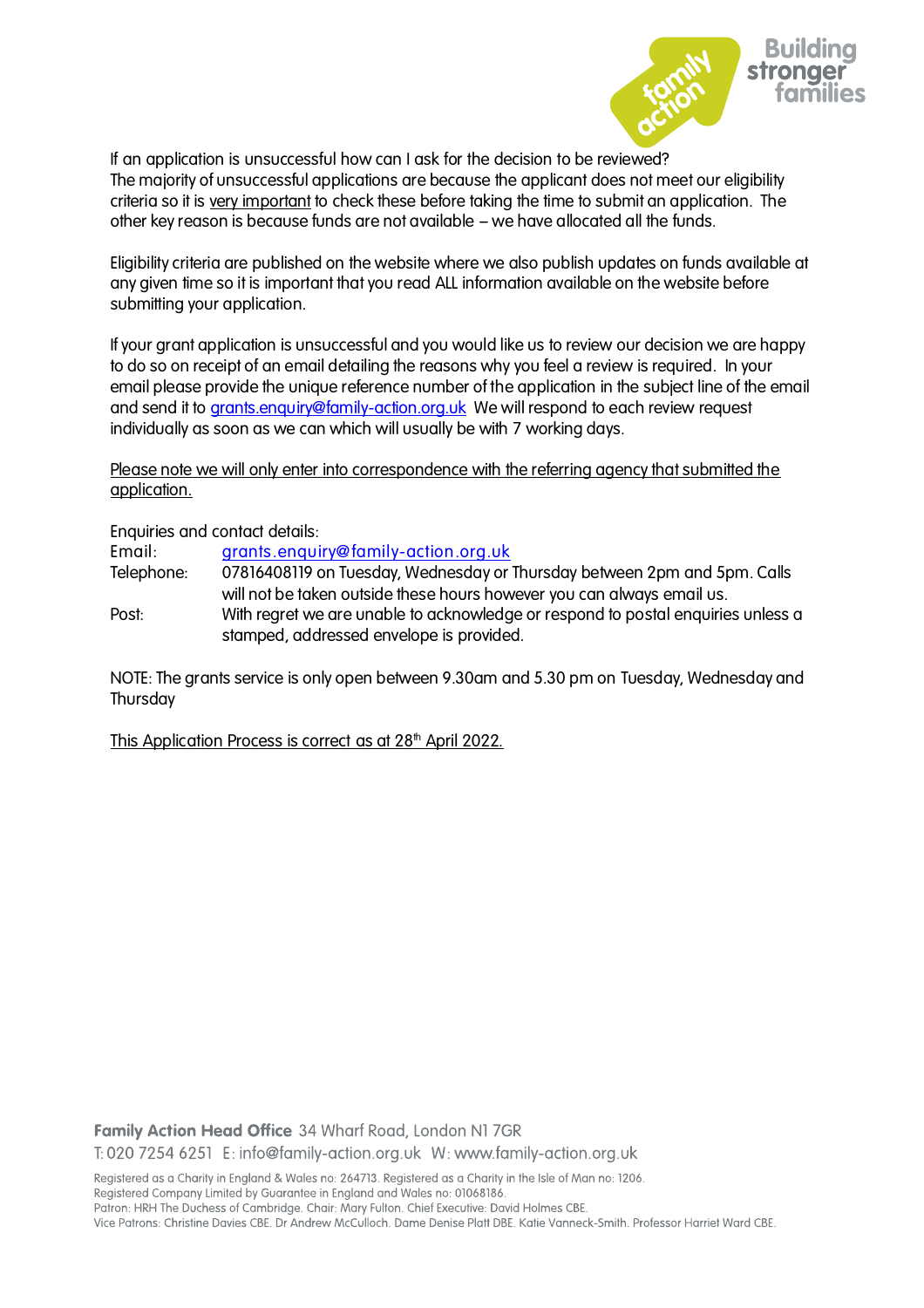If an application is unsuccessful how can I ask for the decision to be reviewed?

The majority of unsuccessful applications are because the applicant does not meet our eligibility criteria so it is very important to check these before taking the time to submit an application. The other key reason is because funds are not available – we have allocated all the funds.

Eligibility criteria are published on the website where we also publish updates on funds available at any given time so it is important that you read ALL information available on the website before submitting your application.

If your grant application is unsuccessful and you would like us to review our decision we are happy to do so on receipt of an email detailing the reasons why you feel a review is required. In your email please provide the unique reference number of the application in the subject line of the email and send it to grants.enquiry@family-action.org.uk We will respond to each review request individually as soon as we can which will usually be with 7 working days.

Please note we will only enter into correspondence with the referring agency that submitted the application.

Enquiries and contact details:

Email: grants.enquiry@family-action.org.uk

Telephone: 07816408119 on Tuesday, Wednesday or Thursday between 2pm and 5pm. Calls will not be taken outside these hours however you can always email us.

Post: With regret we are unable to acknowledge or respond to postal enquiries unless a stamped, addressed envelope is provided.

NOTE: The grants service is only open between 9.30am and 5.30 pm on Tuesday, Wednesday and Thursday

This Application Process is correct as at 28th April 2022.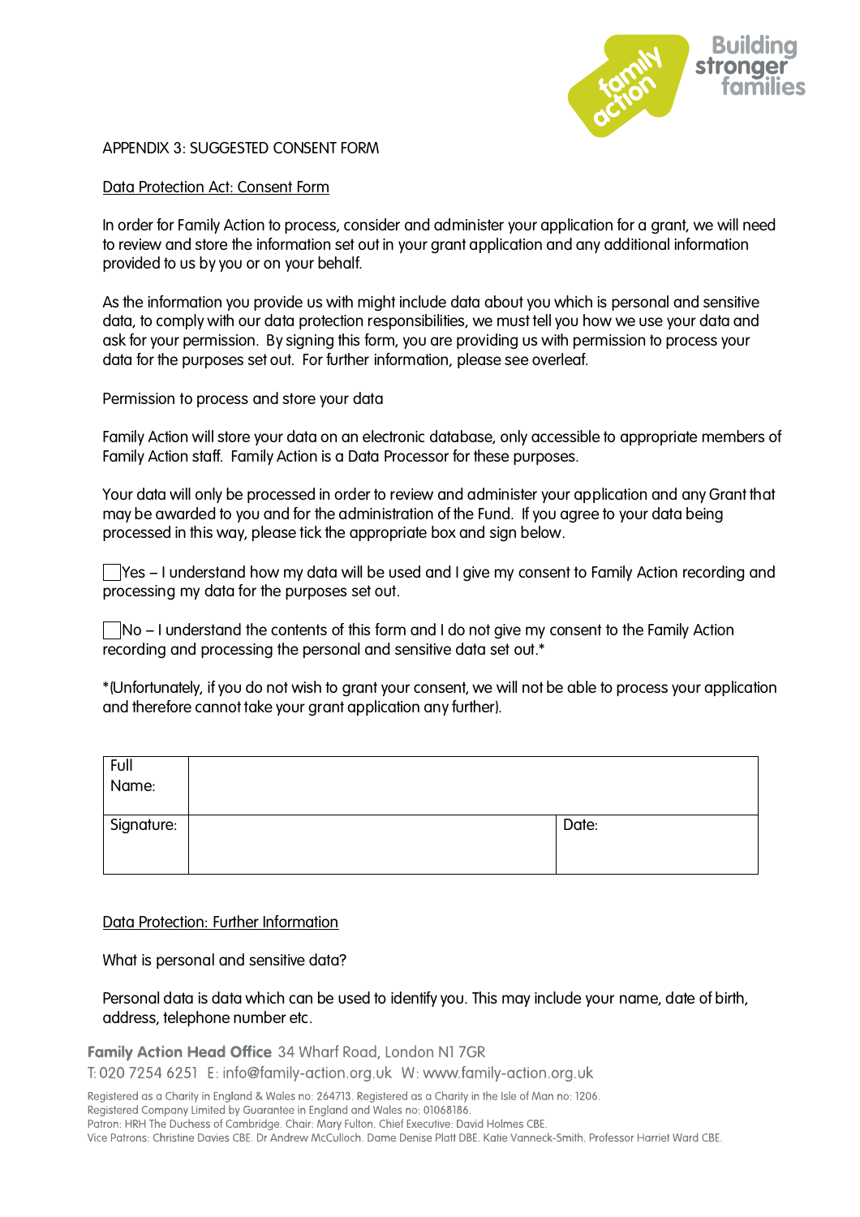APPENDIX 3: SUGGESTED CONSENT FORM

Data Protection Act: Consent Form

In order for Family Action to process, consider and administer your application for a grant, we will need to review and store the information set out in your grant application and any additional information provided to us by you or on your behalf.

As the information you provide us with might include data about you which is personal and sensitive data, to comply with our data protection responsibilities, we must tell you how we use your data and ask for your permission. By signing this form, you are providing us with permission to process your data for the purposes set out. For further information, please see overleaf.

Permission to process and store your data

Family Action will store your data on an electronic database, only accessible to appropriate members of Family Action staff. Family Action is a Data Processor for these purposes.

Your data will only be processed in order to review and administer your application and any Grant that may be awarded to you and for the administration of the Fund. If you agree to your data being processed in this way, please tick the appropriate box and sign below.

☐ Yes – I understand how my data will be used and I give my consent to Family Action recording and processing my data for the purposes set out.

☐ No – I understand the contents of this form and I do not give my consent to the Family Action recording and processing the personal and sensitive data set out.*

*(Unfortunately, if you do not wish to grant your consent, we will not be able to process your application and therefore cannot take your grant application any further).

| Full Name: | | |
|---|---|---|
| Signature: | | Date: |

Data Protection: Further Information

What is personal and sensitive data?

Personal data is data which can be used to identify you. This may include your name, date of birth, address, telephone number etc.

**Family Action Head Office** 34 Wharf Road, London N1 7GR
T: 020 7254 6251 E: info@family-action.org.uk W: www.family-action.org.uk

Registered as a Charity in England & Wales no: 264713. Registered as a Charity in the Isle of Man no: 1206.
Registered Company Limited by Guarantee in England and Wales no: 01068186.
Patron: HRH The Duchess of Cambridge. Chair: Mary Fulton. Chief Executive: David Holmes CBE.
Vice Patrons: Christine Davies CBE. Dr Andrew McCulloch. Dame Denise Platt DBE. Katie Vanneck-Smith. Professor Harriet Ward CBE.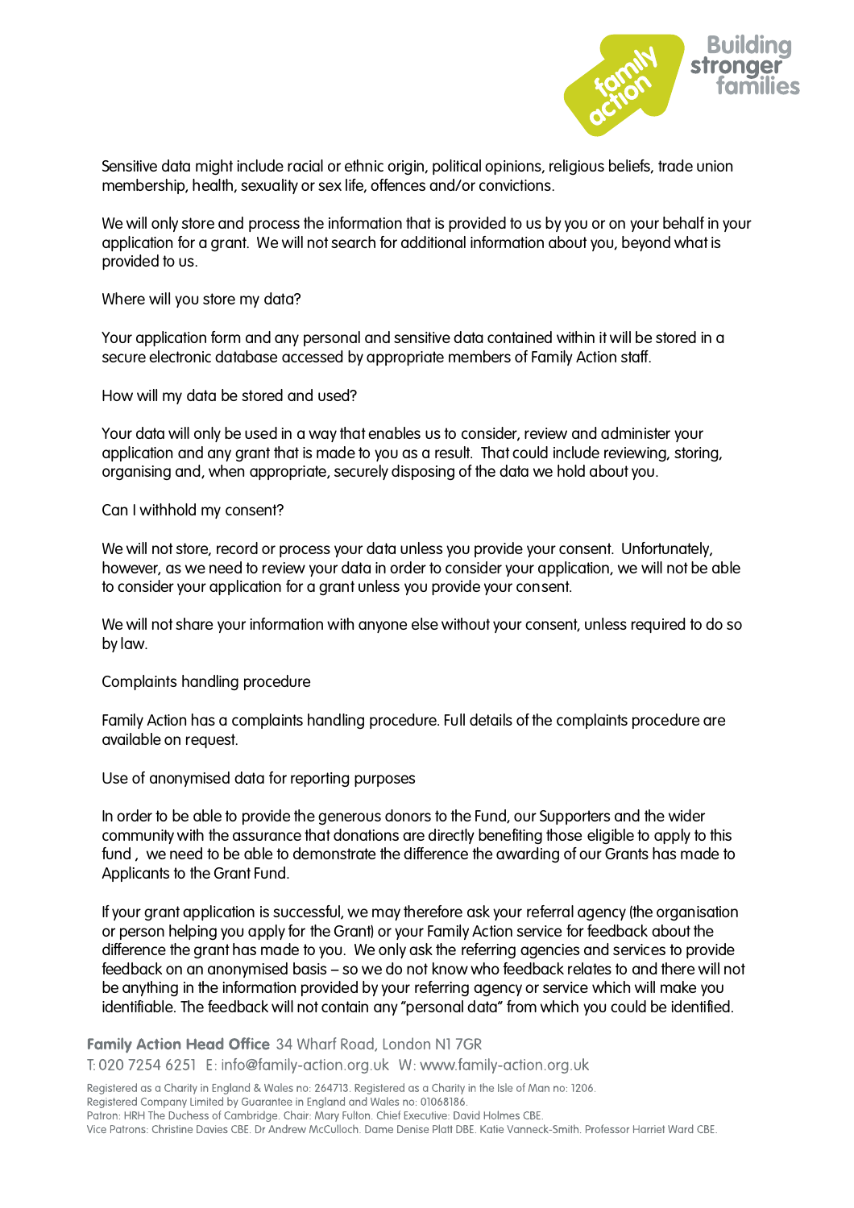Sensitive data might include racial or ethnic origin, political opinions, religious beliefs, trade union membership, health, sexuality or sex life, offences and/or convictions.

We will only store and process the information that is provided to us by you or on your behalf in your application for a grant. We will not search for additional information about you, beyond what is provided to us.

Where will you store my data?

Your application form and any personal and sensitive data contained within it will be stored in a secure electronic database accessed by appropriate members of Family Action staff.

How will my data be stored and used?

Your data will only be used in a way that enables us to consider, review and administer your application and any grant that is made to you as a result. That could include reviewing, storing, organising and, when appropriate, securely disposing of the data we hold about you.

Can I withhold my consent?

We will not store, record or process your data unless you provide your consent. Unfortunately, however, as we need to review your data in order to consider your application, we will not be able to consider your application for a grant unless you provide your consent.

We will not share your information with anyone else without your consent, unless required to do so by law.

Complaints handling procedure

Family Action has a complaints handling procedure. Full details of the complaints procedure are available on request.

Use of anonymised data for reporting purposes

In order to be able to provide the generous donors to the Fund, our Supporters and the wider community with the assurance that donations are directly benefiting those eligible to apply to this fund , we need to be able to demonstrate the difference the awarding of our Grants has made to Applicants to the Grant Fund.

If your grant application is successful, we may therefore ask your referral agency (the organisation or person helping you apply for the Grant) or your Family Action service for feedback about the difference the grant has made to you. We only ask the referring agencies and services to provide feedback on an anonymised basis – so we do not know who feedback relates to and there will not be anything in the information provided by your referring agency or service which will make you identifiable. The feedback will not contain any "personal data" from which you could be identified.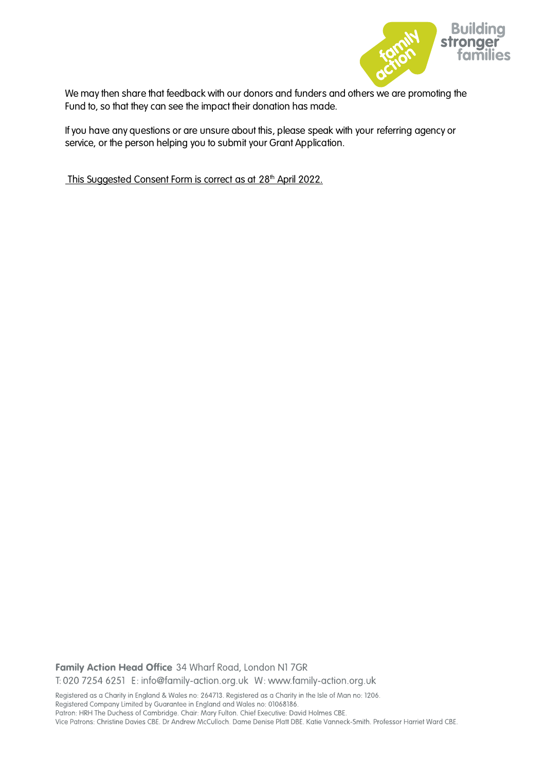We may then share that feedback with our donors and funders and others we are promoting the Fund to, so that they can see the impact their donation has made.

If you have any questions or are unsure about this, please speak with your referring agency or service, or the person helping you to submit your Grant Application.

This Suggested Consent Form is correct as at 28th April 2022.